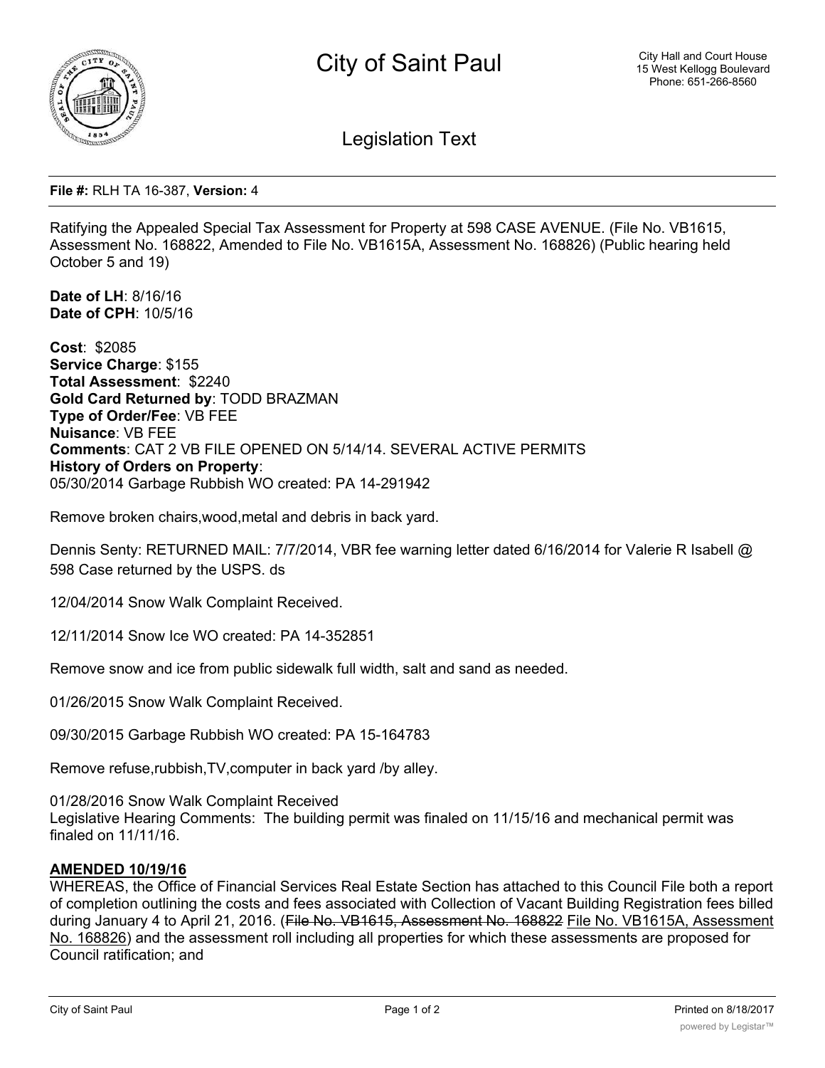# City of Saint Paul

City Hall and Court House
15 West Kellogg Boulevard
Phone: 651-266-8560

## Legislation Text

**File #:** RLH TA 16-387, **Version:** 4

Ratifying the Appealed Special Tax Assessment for Property at 598 CASE AVENUE. (File No. VB1615, Assessment No. 168822, Amended to File No. VB1615A, Assessment No. 168826) (Public hearing held October 5 and 19)

**Date of LH**: 8/16/16
**Date of CPH**: 10/5/16

**Cost**: $2085
**Service Charge**: $155
**Total Assessment**: $2240
**Gold Card Returned by**: TODD BRAZMAN
**Type of Order/Fee**: VB FEE
**Nuisance**: VB FEE
**Comments**: CAT 2 VB FILE OPENED ON 5/14/14. SEVERAL ACTIVE PERMITS
**History of Orders on Property**:
05/30/2014 Garbage Rubbish WO created: PA 14-291942

Remove broken chairs,wood,metal and debris in back yard.

Dennis Senty: RETURNED MAIL: 7/7/2014, VBR fee warning letter dated 6/16/2014 for Valerie R Isabell @ 598 Case returned by the USPS. ds

12/04/2014 Snow Walk Complaint Received.

12/11/2014 Snow Ice WO created: PA 14-352851

Remove snow and ice from public sidewalk full width, salt and sand as needed.

01/26/2015 Snow Walk Complaint Received.

09/30/2015 Garbage Rubbish WO created: PA 15-164783

Remove refuse,rubbish,TV,computer in back yard /by alley.

01/28/2016 Snow Walk Complaint Received
Legislative Hearing Comments: The building permit was finaled on 11/15/16 and mechanical permit was finaled on 11/11/16.

**AMENDED 10/19/16**
WHEREAS, the Office of Financial Services Real Estate Section has attached to this Council File both a report of completion outlining the costs and fees associated with Collection of Vacant Building Registration fees billed during January 4 to April 21, 2016. (~~File No. VB1615, Assessment No. 168822~~ File No. VB1615A, Assessment No. 168826) and the assessment roll including all properties for which these assessments are proposed for Council ratification; and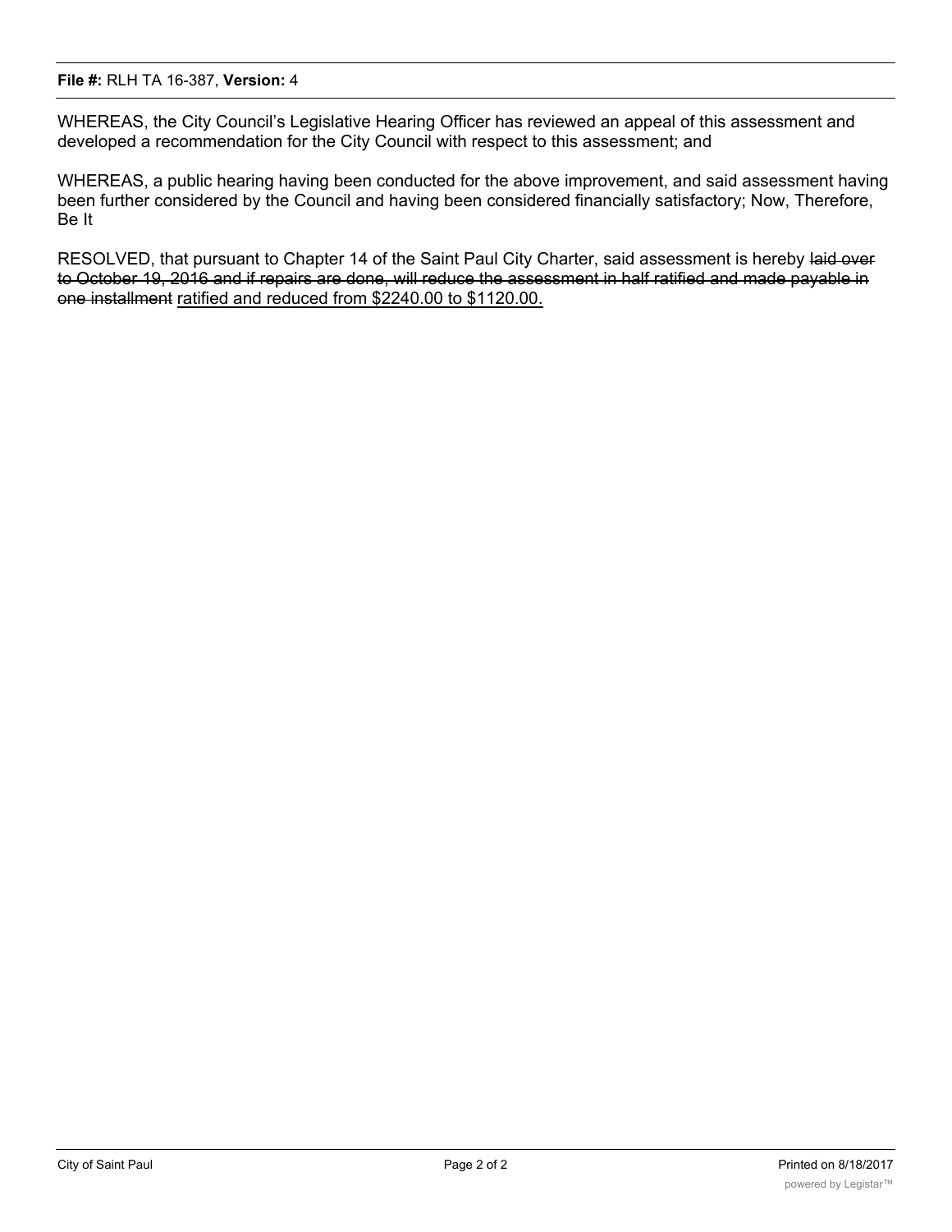WHEREAS, the City Council's Legislative Hearing Officer has reviewed an appeal of this assessment and developed a recommendation for the City Council with respect to this assessment; and

WHEREAS, a public hearing having been conducted for the above improvement, and said assessment having been further considered by the Council and having been considered financially satisfactory; Now, Therefore, Be It

RESOLVED, that pursuant to Chapter 14 of the Saint Paul City Charter, said assessment is hereby ~~laid over to October 19, 2016 and if repairs are done, will reduce the assessment in half ratified and made payable in one installment~~ <u>ratified and reduced from $2240.00 to $1120.00.</u>